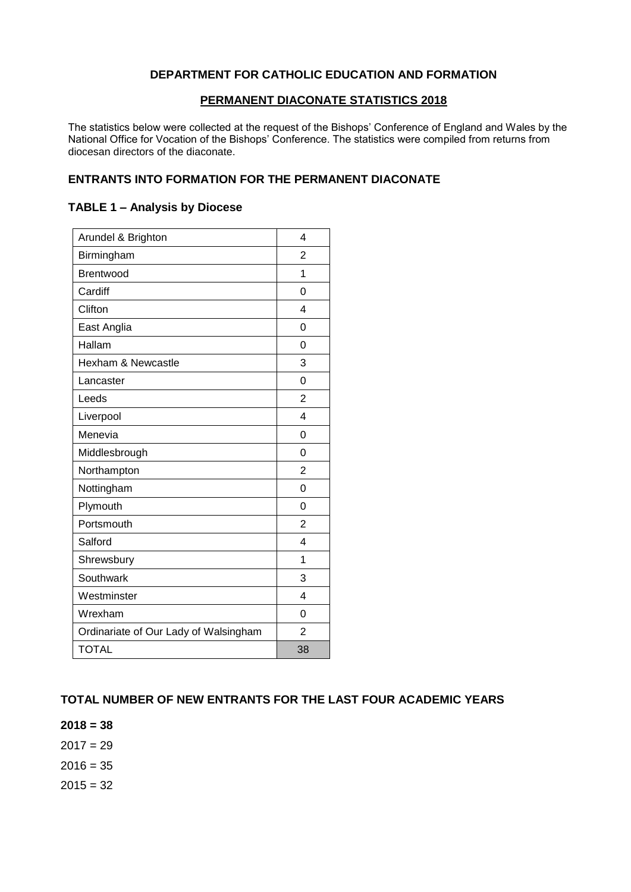## DEPARTMENT FOR CATHOLIC EDUCATION AND FORMATION

### PERMANENT DIACONATE STATISTICS 2018

The statistics below were collected at the request of the Bishops' Conference of England and Wales by the National Office for Vocation of the Bishops' Conference. The statistics were compiled from returns from diocesan directors of the diaconate.

### ENTRANTS INTO FORMATION FOR THE PERMANENT DIACONATE

#### TABLE 1 – Analysis by Diocese

| Diocese | Entrants |
|---|---|
| Arundel & Brighton | 4 |
| Birmingham | 2 |
| Brentwood | 1 |
| Cardiff | 0 |
| Clifton | 4 |
| East Anglia | 0 |
| Hallam | 0 |
| Hexham & Newcastle | 3 |
| Lancaster | 0 |
| Leeds | 2 |
| Liverpool | 4 |
| Menevia | 0 |
| Middlesbrough | 0 |
| Northampton | 2 |
| Nottingham | 0 |
| Plymouth | 0 |
| Portsmouth | 2 |
| Salford | 4 |
| Shrewsbury | 1 |
| Southwark | 3 |
| Westminster | 4 |
| Wrexham | 0 |
| Ordinariate of Our Lady of Walsingham | 2 |
| TOTAL | 38 |

### TOTAL NUMBER OF NEW ENTRANTS FOR THE LAST FOUR ACADEMIC YEARS

**2018 = 38**

2017 = 29

2016 = 35

2015 = 32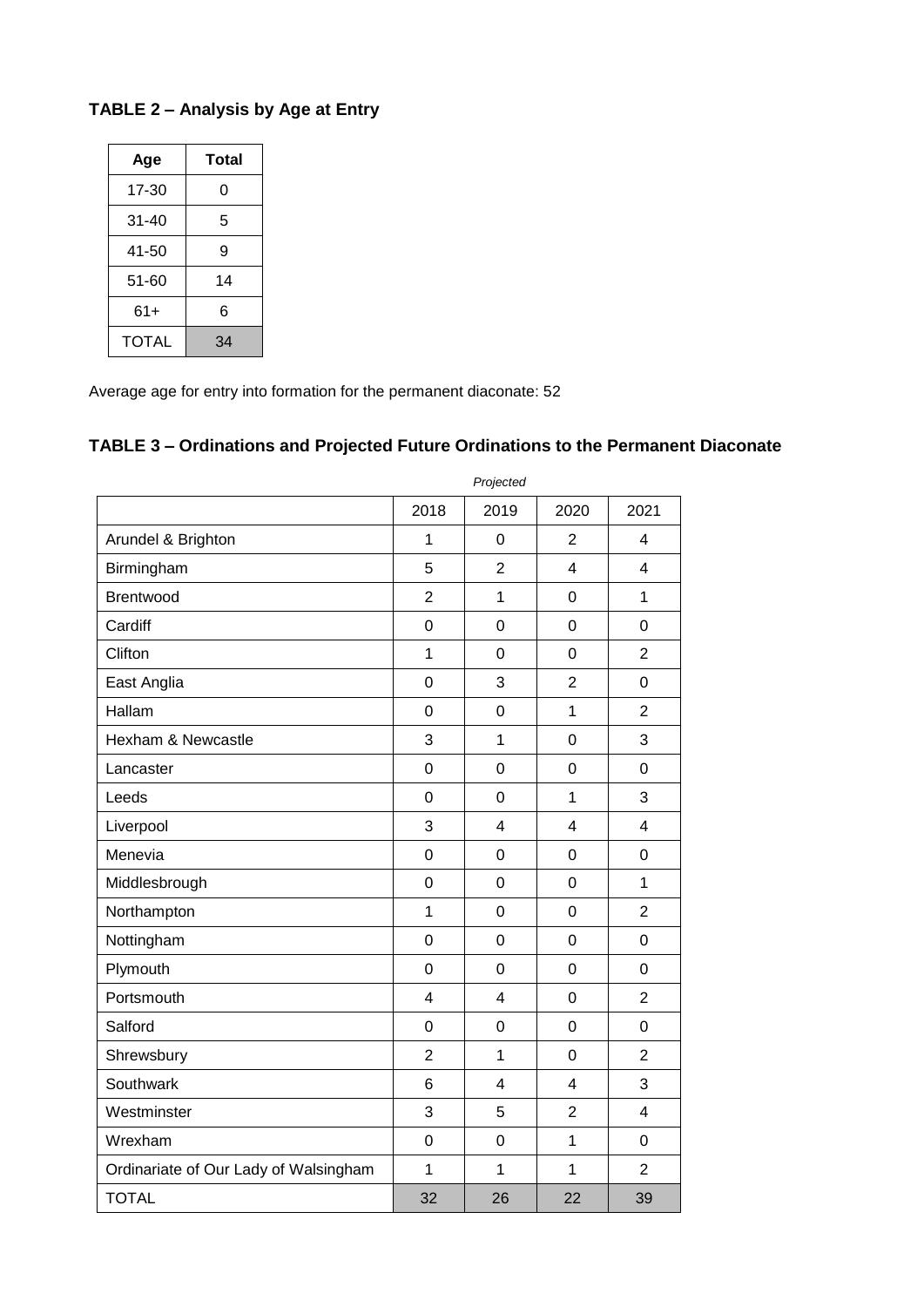**TABLE 2 – Analysis by Age at Entry**

| Age | Total |
|---|---|
| 17-30 | 0 |
| 31-40 | 5 |
| 41-50 | 9 |
| 51-60 | 14 |
| 61+ | 6 |
| TOTAL | 34 |

Average age for entry into formation for the permanent diaconate: 52

**TABLE 3 – Ordinations and Projected Future Ordinations to the Permanent Diaconate**

| | | *Projected* | | |
|---|---|---|---|---|
| | 2018 | 2019 | 2020 | 2021 |
| Arundel & Brighton | 1 | 0 | 2 | 4 |
| Birmingham | 5 | 2 | 4 | 4 |
| Brentwood | 2 | 1 | 0 | 1 |
| Cardiff | 0 | 0 | 0 | 0 |
| Clifton | 1 | 0 | 0 | 2 |
| East Anglia | 0 | 3 | 2 | 0 |
| Hallam | 0 | 0 | 1 | 2 |
| Hexham & Newcastle | 3 | 1 | 0 | 3 |
| Lancaster | 0 | 0 | 0 | 0 |
| Leeds | 0 | 0 | 1 | 3 |
| Liverpool | 3 | 4 | 4 | 4 |
| Menevia | 0 | 0 | 0 | 0 |
| Middlesbrough | 0 | 0 | 0 | 1 |
| Northampton | 1 | 0 | 0 | 2 |
| Nottingham | 0 | 0 | 0 | 0 |
| Plymouth | 0 | 0 | 0 | 0 |
| Portsmouth | 4 | 4 | 0 | 2 |
| Salford | 0 | 0 | 0 | 0 |
| Shrewsbury | 2 | 1 | 0 | 2 |
| Southwark | 6 | 4 | 4 | 3 |
| Westminster | 3 | 5 | 2 | 4 |
| Wrexham | 0 | 0 | 1 | 0 |
| Ordinariate of Our Lady of Walsingham | 1 | 1 | 1 | 2 |
| TOTAL | 32 | 26 | 22 | 39 |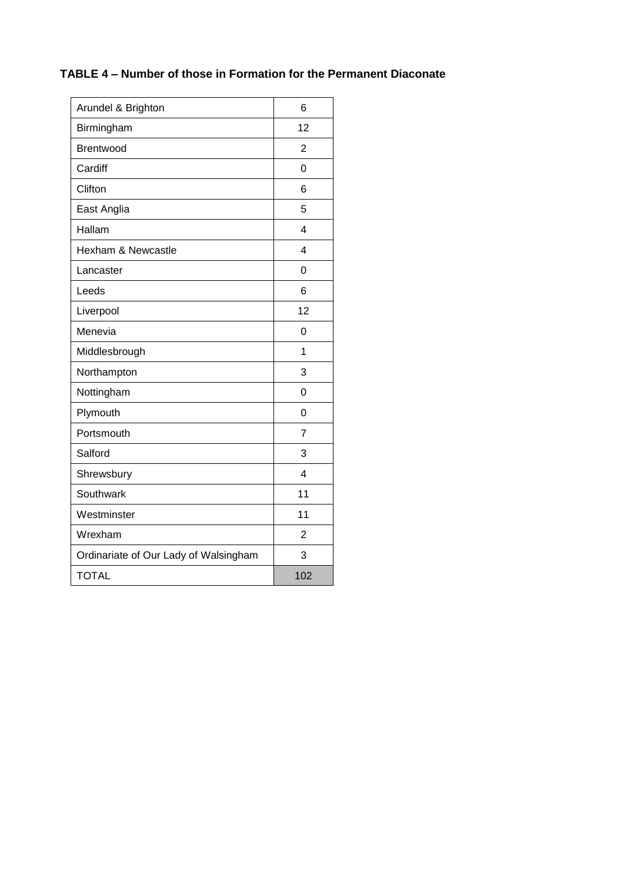**TABLE 4 – Number of those in Formation for the Permanent Diaconate**

| | |
|---|---|
| Arundel & Brighton | 6 |
| Birmingham | 12 |
| Brentwood | 2 |
| Cardiff | 0 |
| Clifton | 6 |
| East Anglia | 5 |
| Hallam | 4 |
| Hexham & Newcastle | 4 |
| Lancaster | 0 |
| Leeds | 6 |
| Liverpool | 12 |
| Menevia | 0 |
| Middlesbrough | 1 |
| Northampton | 3 |
| Nottingham | 0 |
| Plymouth | 0 |
| Portsmouth | 7 |
| Salford | 3 |
| Shrewsbury | 4 |
| Southwark | 11 |
| Westminster | 11 |
| Wrexham | 2 |
| Ordinariate of Our Lady of Walsingham | 3 |
| TOTAL | 102 |